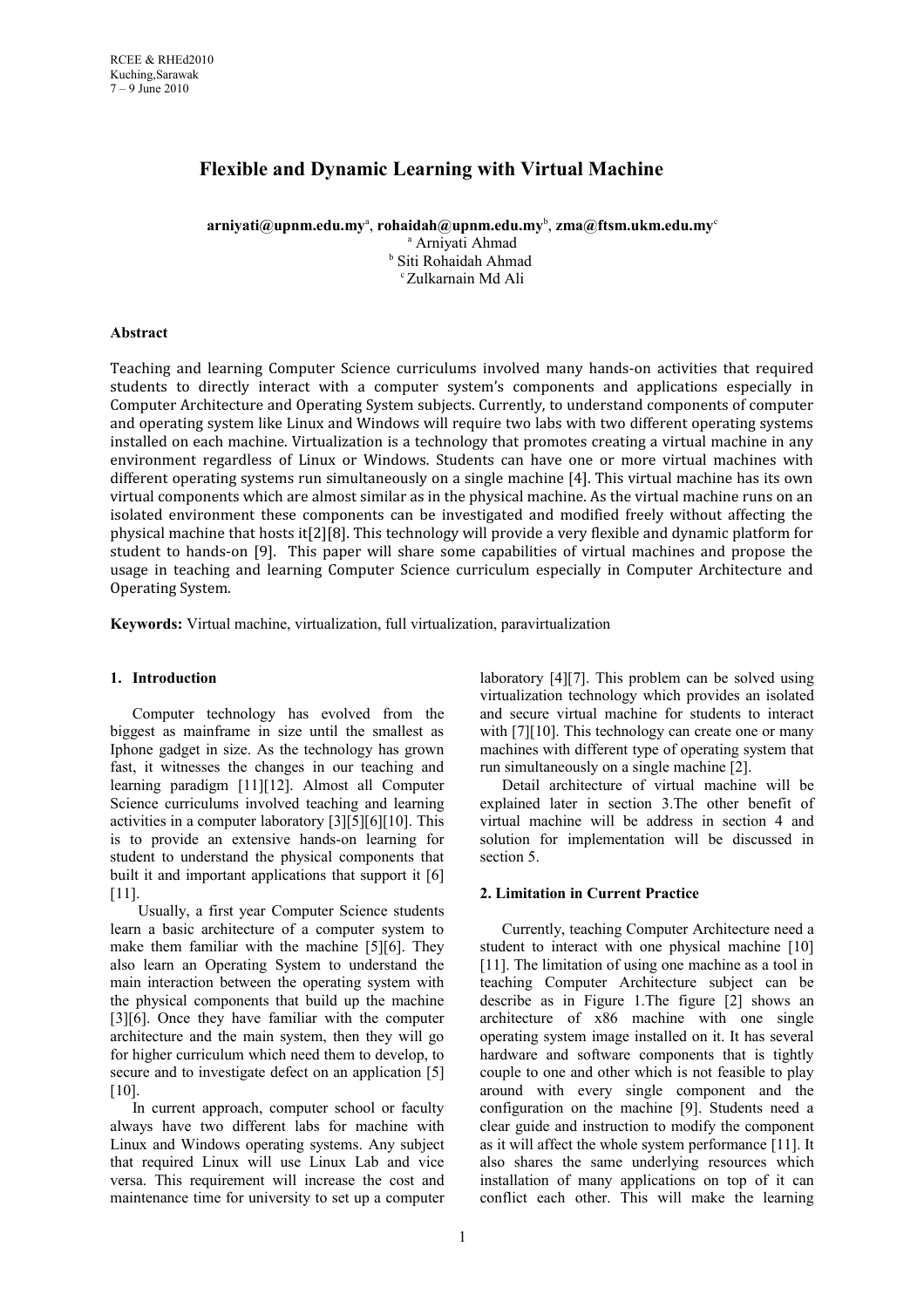# Flexible and Dynamic Learning with Virtual Machine

**arniyati@upnm.edu.my**[a], **rohaidah@upnm.edu.my**[b], **zma@ftsm.ukm.edu.my**[c]

[a] Arniyati Ahmad
[b] Siti Rohaidah Ahmad
[c] Zulkarnain Md Ali

### Abstract

Teaching and learning Computer Science curriculums involved many hands-on activities that required students to directly interact with a computer system's components and applications especially in Computer Architecture and Operating System subjects. Currently, to understand components of computer and operating system like Linux and Windows will require two labs with two different operating systems installed on each machine. Virtualization is a technology that promotes creating a virtual machine in any environment regardless of Linux or Windows. Students can have one or more virtual machines with different operating systems run simultaneously on a single machine [4]. This virtual machine has its own virtual components which are almost similar as in the physical machine. As the virtual machine runs on an isolated environment these components can be investigated and modified freely without affecting the physical machine that hosts it[2][8]. This technology will provide a very flexible and dynamic platform for student to hands-on [9]. This paper will share some capabilities of virtual machines and propose the usage in teaching and learning Computer Science curriculum especially in Computer Architecture and Operating System.

**Keywords:** Virtual machine, virtualization, full virtualization, paravirtualization

## 1. Introduction

Computer technology has evolved from the biggest as mainframe in size until the smallest as Iphone gadget in size. As the technology has grown fast, it witnesses the changes in our teaching and learning paradigm [11][12]. Almost all Computer Science curriculums involved teaching and learning activities in a computer laboratory [3][5][6][10]. This is to provide an extensive hands-on learning for student to understand the physical components that built it and important applications that support it [6] [11].

Usually, a first year Computer Science students learn a basic architecture of a computer system to make them familiar with the machine [5][6]. They also learn an Operating System to understand the main interaction between the operating system with the physical components that build up the machine [3][6]. Once they have familiar with the computer architecture and the main system, then they will go for higher curriculum which need them to develop, to secure and to investigate defect on an application [5] [10].

In current approach, computer school or faculty always have two different labs for machine with Linux and Windows operating systems. Any subject that required Linux will use Linux Lab and vice versa. This requirement will increase the cost and maintenance time for university to set up a computer laboratory [4][7]. This problem can be solved using virtualization technology which provides an isolated and secure virtual machine for students to interact with [7][10]. This technology can create one or many machines with different type of operating system that run simultaneously on a single machine [2].

Detail architecture of virtual machine will be explained later in section 3.The other benefit of virtual machine will be address in section 4 and solution for implementation will be discussed in section 5.

## 2. Limitation in Current Practice

Currently, teaching Computer Architecture need a student to interact with one physical machine [10] [11]. The limitation of using one machine as a tool in teaching Computer Architecture subject can be describe as in Figure 1.The figure [2] shows an architecture of x86 machine with one single operating system image installed on it. It has several hardware and software components that is tightly couple to one and other which is not feasible to play around with every single component and the configuration on the machine [9]. Students need a clear guide and instruction to modify the component as it will affect the whole system performance [11]. It also shares the same underlying resources which installation of many applications on top of it can conflict each other. This will make the learning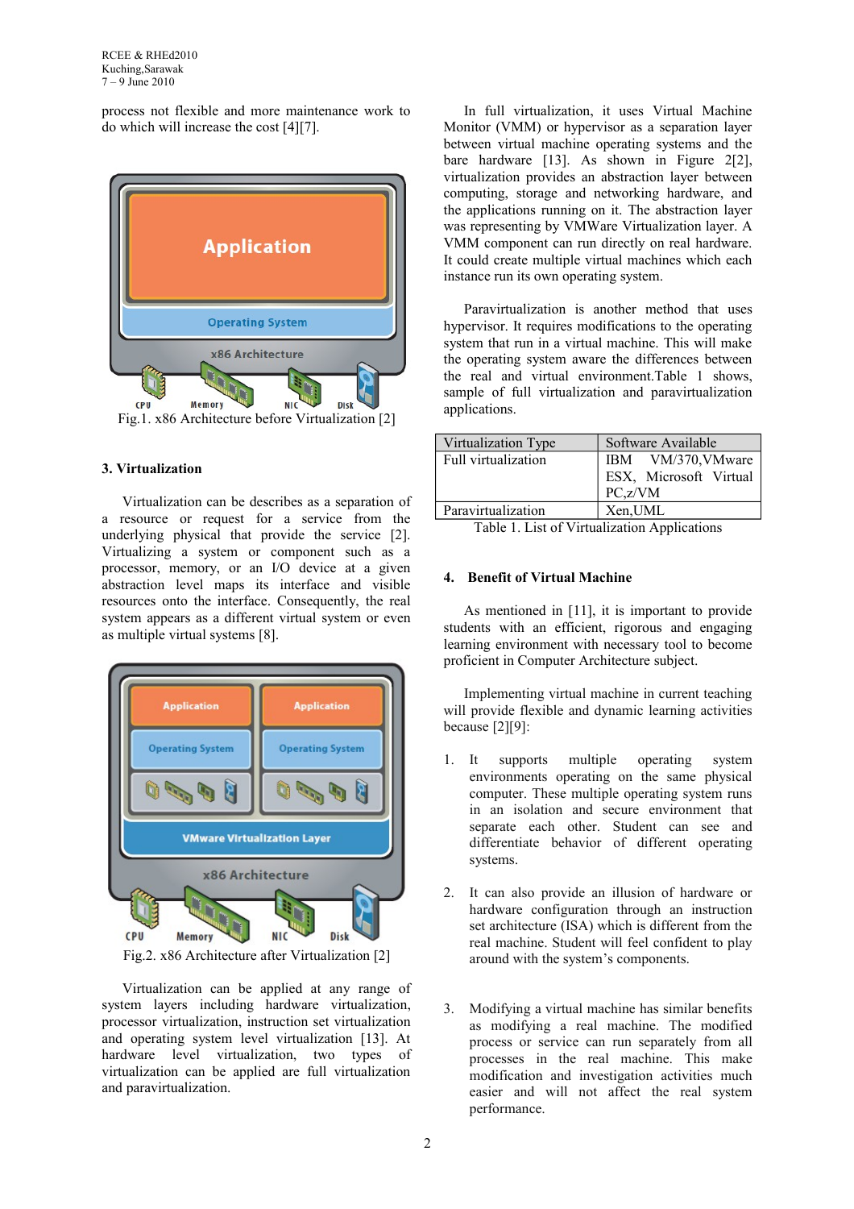process not flexible and more maintenance work to do which will increase the cost [4][7].

Fig.1. x86 Architecture before Virtualization [2]

### 3. Virtualization

Virtualization can be describes as a separation of a resource or request for a service from the underlying physical that provide the service [2]. Virtualizing a system or component such as a processor, memory, or an I/O device at a given abstraction level maps its interface and visible resources onto the interface. Consequently, the real system appears as a different virtual system or even as multiple virtual systems [8].

Fig.2. x86 Architecture after Virtualization [2]

Virtualization can be applied at any range of system layers including hardware virtualization, processor virtualization, instruction set virtualization and operating system level virtualization [13]. At hardware level virtualization, two types of virtualization can be applied are full virtualization and paravirtualization.

In full virtualization, it uses Virtual Machine Monitor (VMM) or hypervisor as a separation layer between virtual machine operating systems and the bare hardware [13]. As shown in Figure 2[2], virtualization provides an abstraction layer between computing, storage and networking hardware, and the applications running on it. The abstraction layer was representing by VMWare Virtualization layer. A VMM component can run directly on real hardware. It could create multiple virtual machines which each instance run its own operating system.

Paravirtualization is another method that uses hypervisor. It requires modifications to the operating system that run in a virtual machine. This will make the operating system aware the differences between the real and virtual environment.Table 1 shows, sample of full virtualization and paravirtualization applications.

| Virtualization Type | Software Available |
|---|---|
| Full virtualization | IBM VM/370,VMware ESX, Microsoft Virtual PC,z/VM |
| Paravirtualization | Xen,UML |

Table 1. List of Virtualization Applications

### 4. Benefit of Virtual Machine

As mentioned in [11], it is important to provide students with an efficient, rigorous and engaging learning environment with necessary tool to become proficient in Computer Architecture subject.

Implementing virtual machine in current teaching will provide flexible and dynamic learning activities because [2][9]:

1. It supports multiple operating system environments operating on the same physical computer. These multiple operating system runs in an isolation and secure environment that separate each other. Student can see and differentiate behavior of different operating systems.

2. It can also provide an illusion of hardware or hardware configuration through an instruction set architecture (ISA) which is different from the real machine. Student will feel confident to play around with the system's components.

3. Modifying a virtual machine has similar benefits as modifying a real machine. The modified process or service can run separately from all processes in the real machine. This make modification and investigation activities much easier and will not affect the real system performance.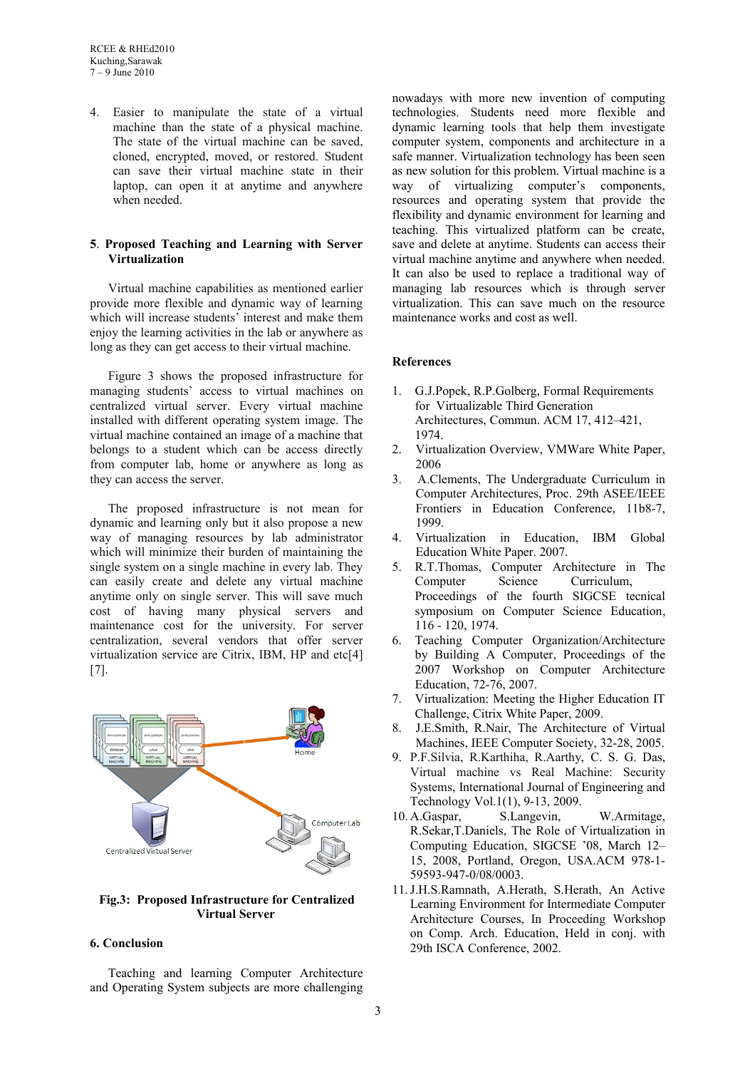4. Easier to manipulate the state of a virtual machine than the state of a physical machine. The state of the virtual machine can be saved, cloned, encrypted, moved, or restored. Student can save their virtual machine state in their laptop, can open it at anytime and anywhere when needed.

## 5. Proposed Teaching and Learning with Server Virtualization

Virtual machine capabilities as mentioned earlier provide more flexible and dynamic way of learning which will increase students' interest and make them enjoy the learning activities in the lab or anywhere as long as they can get access to their virtual machine.

Figure 3 shows the proposed infrastructure for managing students' access to virtual machines on centralized virtual server. Every virtual machine installed with different operating system image. The virtual machine contained an image of a machine that belongs to a student which can be access directly from computer lab, home or anywhere as long as they can access the server.

The proposed infrastructure is not mean for dynamic and learning only but it also propose a new way of managing resources by lab administrator which will minimize their burden of maintaining the single system on a single machine in every lab. They can easily create and delete any virtual machine anytime only on single server. This will save much cost of having many physical servers and maintenance cost for the university. For server centralization, several vendors that offer server virtualization service are Citrix, IBM, HP and etc[4] [7].

**Fig.3: Proposed Infrastructure for Centralized Virtual Server**

## 6. Conclusion

Teaching and learning Computer Architecture and Operating System subjects are more challenging nowadays with more new invention of computing technologies. Students need more flexible and dynamic learning tools that help them investigate computer system, components and architecture in a safe manner. Virtualization technology has been seen as new solution for this problem. Virtual machine is a way of virtualizing computer's components, resources and operating system that provide the flexibility and dynamic environment for learning and teaching. This virtualized platform can be create, save and delete at anytime. Students can access their virtual machine anytime and anywhere when needed. It can also be used to replace a traditional way of managing lab resources which is through server virtualization. This can save much on the resource maintenance works and cost as well.

## References

1. G.J.Popek, R.P.Golberg, Formal Requirements for Virtualizable Third Generation Architectures, Commun. ACM 17, 412–421, 1974.
2. Virtualization Overview, VMWare White Paper, 2006
3. A.Clements, The Undergraduate Curriculum in Computer Architectures, Proc. 29th ASEE/IEEE Frontiers in Education Conference, 11b8-7, 1999.
4. Virtualization in Education, IBM Global Education White Paper. 2007.
5. R.T.Thomas, Computer Architecture in The Computer Science Curriculum, Proceedings of the fourth SIGCSE tecnical symposium on Computer Science Education, 116 - 120, 1974.
6. Teaching Computer Organization/Architecture by Building A Computer, Proceedings of the 2007 Workshop on Computer Architecture Education, 72-76, 2007.
7. Virtualization: Meeting the Higher Education IT Challenge, Citrix White Paper, 2009.
8. J.E.Smith, R.Nair, The Architecture of Virtual Machines, IEEE Computer Society, 32-28, 2005.
9. P.F.Silvia, R.Karthiha, R.Aarthy, C. S. G. Das, Virtual machine vs Real Machine: Security Systems, International Journal of Engineering and Technology Vol.1(1), 9-13, 2009.
10. A.Gaspar, S.Langevin, W.Armitage, R.Sekar,T.Daniels, The Role of Virtualization in Computing Education, SIGCSE '08, March 12–15, 2008, Portland, Oregon, USA.ACM 978-1-59593-947-0/08/0003.
11. J.H.S.Ramnath, A.Herath, S.Herath, An Active Learning Environment for Intermediate Computer Architecture Courses, In Proceeding Workshop on Comp. Arch. Education, Held in conj. with 29th ISCA Conference, 2002.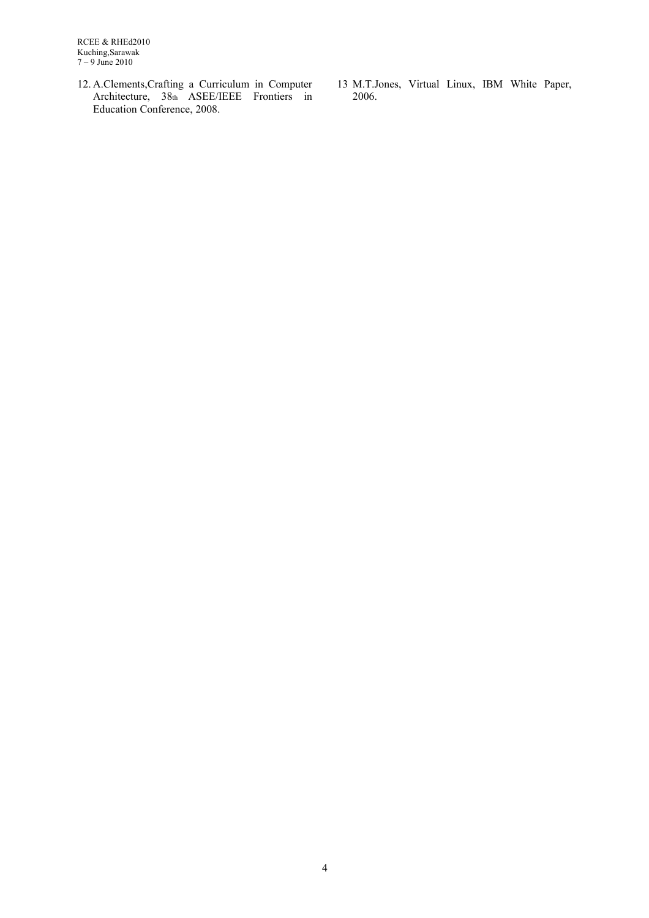12. A.Clements,Crafting a Curriculum in Computer Architecture, 38th ASEE/IEEE Frontiers in Education Conference, 2008.

13 M.T.Jones, Virtual Linux, IBM White Paper, 2006.